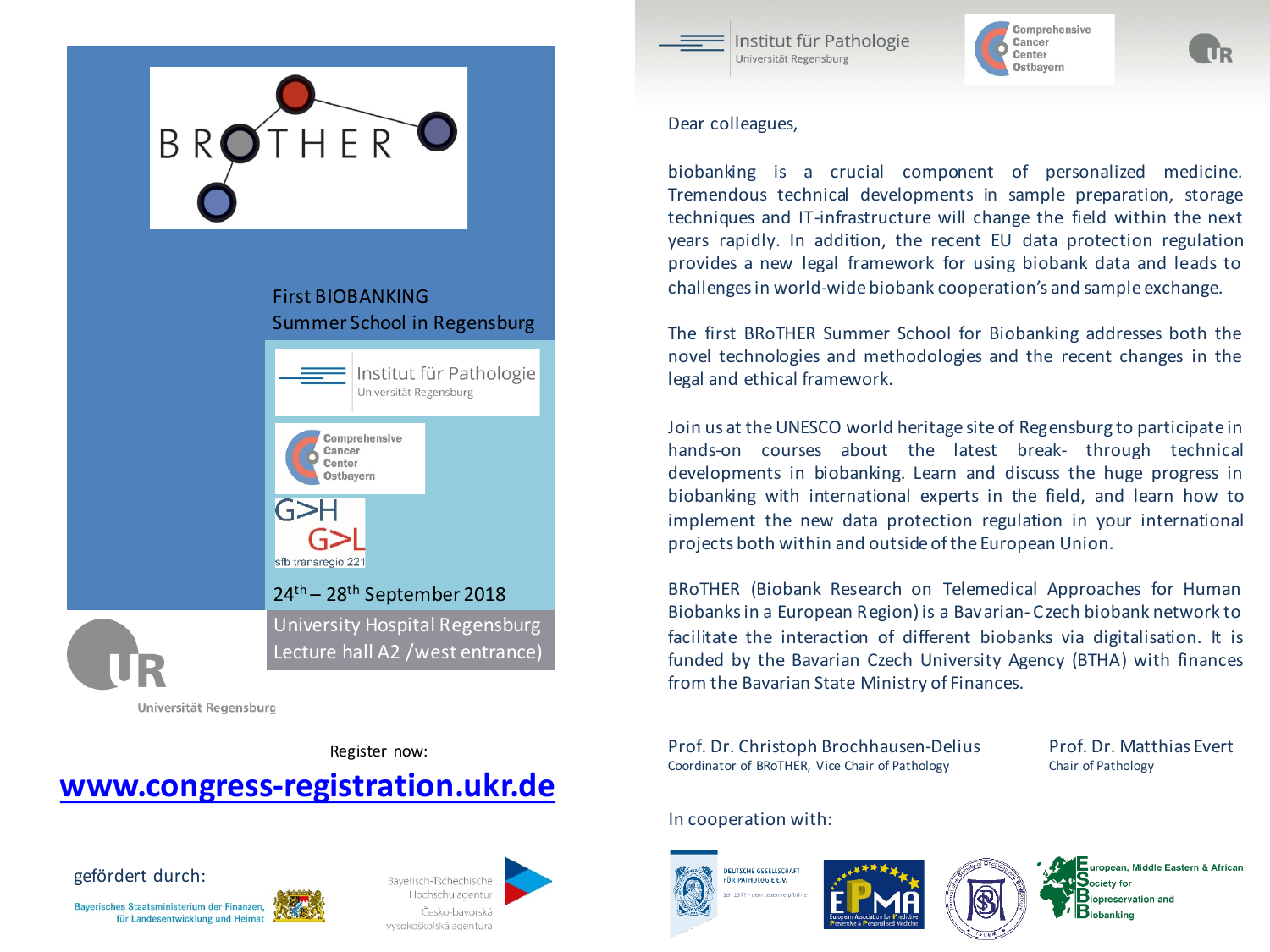# BROTHER

First BIOBANKING
Summer School in Regensburg

Institut für Pathologie
Universität Regensburg

Comprehensive Cancer Center Ostbayern

G>H G>L
sfb transregio 221

24th – 28th September 2018

University Hospital Regensburg
Lecture hall A2 /west entrance)

Universität Regensburg

Register now:

**www.congress-registration.ukr.de**

gefördert durch:

Bayerisches Staatsministerium der Finanzen, für Landesentwicklung und Heimat

Bayerisch-Tschechische Hochschulagentur
Česko-bavorská vysokoškolská agentura

---

Institut für Pathologie
Universität Regensburg

Comprehensive Cancer Center Ostbayern

Dear colleagues,

biobanking is a crucial component of personalized medicine. Tremendous technical developments in sample preparation, storage techniques and IT-infrastructure will change the field within the next years rapidly. In addition, the recent EU data protection regulation provides a new legal framework for using biobank data and leads to challenges in world-wide biobank cooperation's and sample exchange.

The first BRoTHER Summer School for Biobanking addresses both the novel technologies and methodologies and the recent changes in the legal and ethical framework.

Join us at the UNESCO world heritage site of Regensburg to participate in hands-on courses about the latest break- through technical developments in biobanking. Learn and discuss the huge progress in biobanking with international experts in the field, and learn how to implement the new data protection regulation in your international projects both within and outside of the European Union.

BRoTHER (Biobank Research on Telemedical Approaches for Human Biobanks in a European Region) is a Bavarian-Czech biobank network to facilitate the interaction of different biobanks via digitalisation. It is funded by the Bavarian Czech University Agency (BTHA) with finances from the Bavarian State Ministry of Finances.

Prof. Dr. Christoph Brochhausen-Delius
Coordinator of BRoTHER, Vice Chair of Pathology

Prof. Dr. Matthias Evert
Chair of Pathology

In cooperation with:

Deutsche Gesellschaft für Pathologie e.V.

EPMA – European Association for Predictive Preventive & Personalised Medicine

European, Middle Eastern & African Society for Biopreservation and Biobanking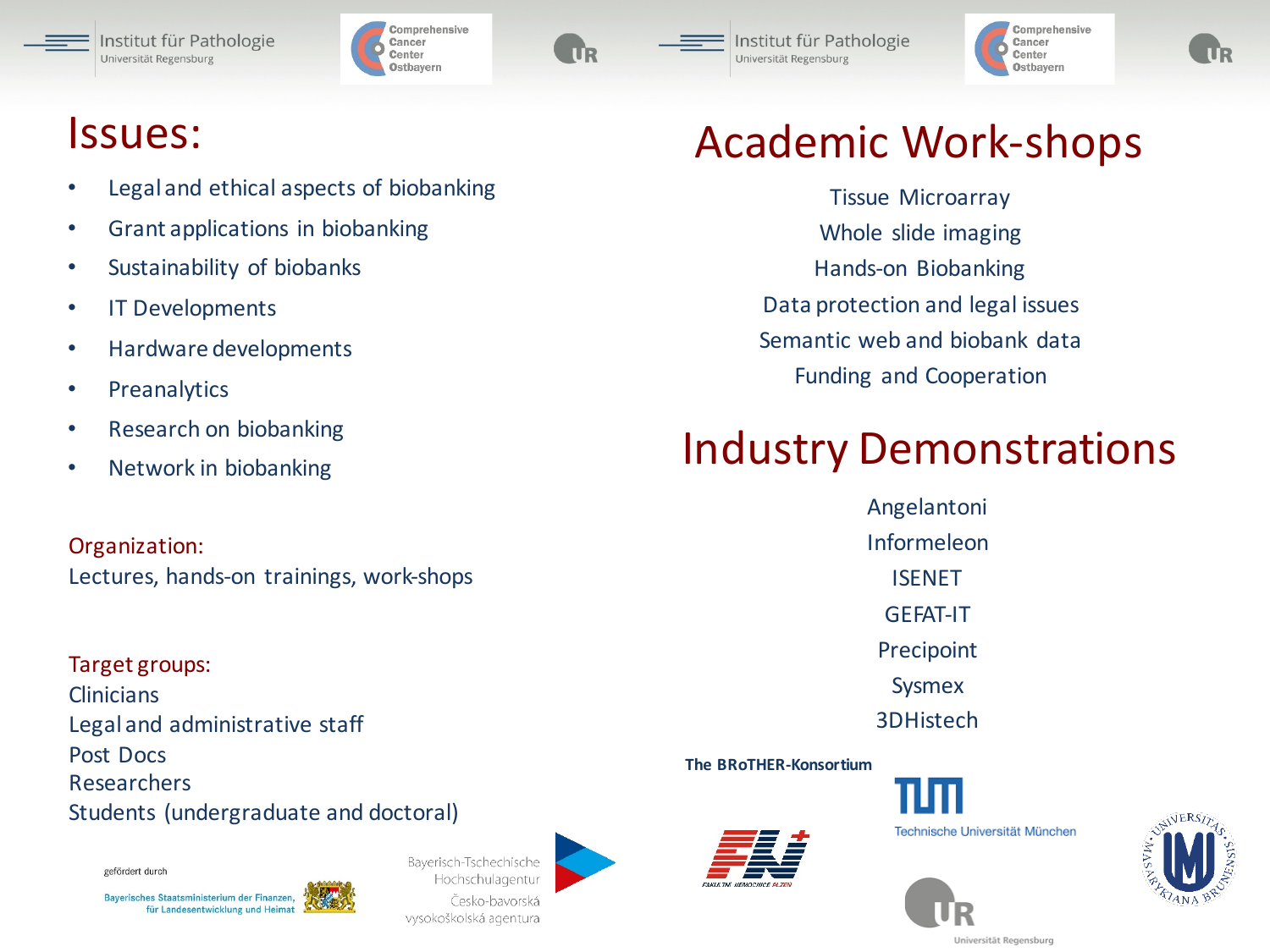# Issues:

- Legal and ethical aspects of biobanking
- Grant applications in biobanking
- Sustainability of biobanks
- IT Developments
- Hardware developments
- Preanalytics
- Research on biobanking
- Network in biobanking

Organization:
Lectures, hands-on trainings, work-shops

Target groups:
Clinicians
Legal and administrative staff
Post Docs
Researchers
Students (undergraduate and doctoral)

gefördert durch
Bayerisches Staatsministerium der Finanzen, für Landesentwicklung und Heimat

Bayerisch-Tschechische Hochschulagentur
Česko-bavorská vysokoškolská agentura

# Academic Work-shops

Tissue Microarray
Whole slide imaging
Hands-on Biobanking
Data protection and legal issues
Semantic web and biobank data
Funding and Cooperation

# Industry Demonstrations

Angelantoni
Informeleon
ISENET
GEFAT-IT
Precipoint
Sysmex
3DHistech

**The BRoTHER-Konsortium**

Technische Universität München

Universität Regensburg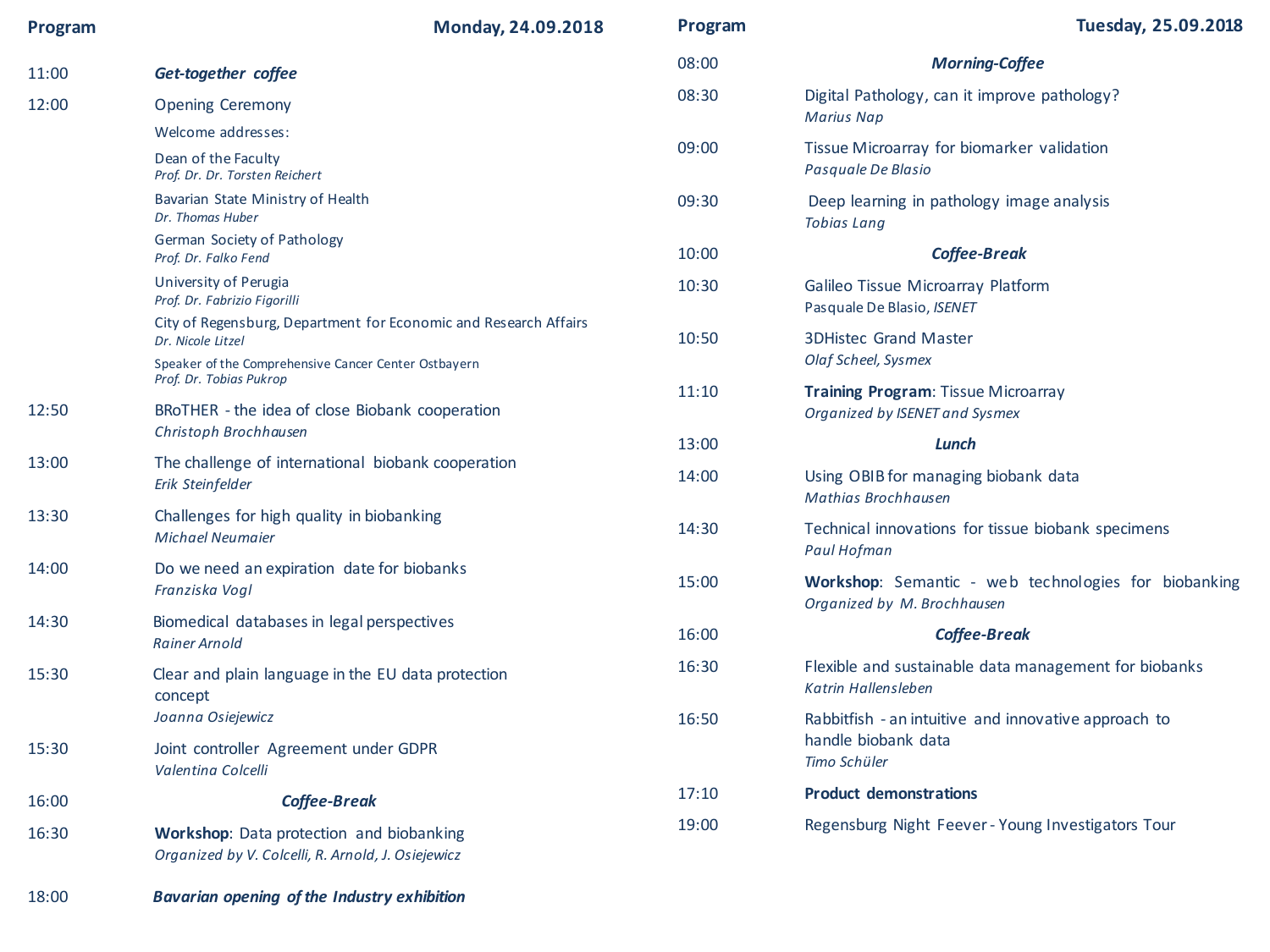## Program — Monday, 24.09.2018

| Time | Event |
| --- | --- |
| 11:00 | ***Get-together coffee*** |
| 12:00 | Opening Ceremony<br>Welcome addresses:<br>Dean of the Faculty<br>*Prof. Dr. Dr. Torsten Reichert*<br>Bavarian State Ministry of Health<br>*Dr. Thomas Huber*<br>German Society of Pathology<br>*Prof. Dr. Falko Fend*<br>University of Perugia<br>*Prof. Dr. Fabrizio Figorilli*<br>City of Regensburg, Department for Economic and Research Affairs<br>*Dr. Nicole Litzel*<br>Speaker of the Comprehensive Cancer Center Ostbayern<br>*Prof. Dr. Tobias Pukrop* |
| 12:50 | BRoTHER - the idea of close Biobank cooperation<br>*Christoph Brochhausen* |
| 13:00 | The challenge of international biobank cooperation<br>*Erik Steinfelder* |
| 13:30 | Challenges for high quality in biobanking<br>*Michael Neumaier* |
| 14:00 | Do we need an expiration date for biobanks<br>*Franziska Vogl* |
| 14:30 | Biomedical databases in legal perspectives<br>*Rainer Arnold* |
| 15:30 | Clear and plain language in the EU data protection concept<br>*Joanna Osiejewicz* |
| 15:30 | Joint controller Agreement under GDPR<br>*Valentina Colcelli* |
| 16:00 | ***Coffee-Break*** |
| 16:30 | **Workshop**: Data protection and biobanking<br>*Organized by V. Colcelli, R. Arnold, J. Osiejewicz* |
| 18:00 | ***Bavarian opening of the Industry exhibition*** |

## Program — Tuesday, 25.09.2018

| Time | Event |
| --- | --- |
| 08:00 | ***Morning-Coffee*** |
| 08:30 | Digital Pathology, can it improve pathology?<br>*Marius Nap* |
| 09:00 | Tissue Microarray for biomarker validation<br>*Pasquale De Blasio* |
| 09:30 | Deep learning in pathology image analysis<br>*Tobias Lang* |
| 10:00 | ***Coffee-Break*** |
| 10:30 | Galileo Tissue Microarray Platform<br>Pasquale De Blasio, *ISENET* |
| 10:50 | 3DHistec Grand Master<br>*Olaf Scheel, Sysmex* |
| 11:10 | **Training Program**: Tissue Microarray<br>*Organized by ISENET and Sysmex* |
| 13:00 | ***Lunch*** |
| 14:00 | Using OBIB for managing biobank data<br>*Mathias Brochhausen* |
| 14:30 | Technical innovations for tissue biobank specimens<br>*Paul Hofman* |
| 15:00 | **Workshop**: Semantic - web technologies for biobanking<br>*Organized by M. Brochhausen* |
| 16:00 | ***Coffee-Break*** |
| 16:30 | Flexible and sustainable data management for biobanks<br>*Katrin Hallensleben* |
| 16:50 | Rabbitfish - an intuitive and innovative approach to handle biobank data<br>*Timo Schüler* |
| 17:10 | **Product demonstrations** |
| 19:00 | Regensburg Night Feever - Young Investigators Tour |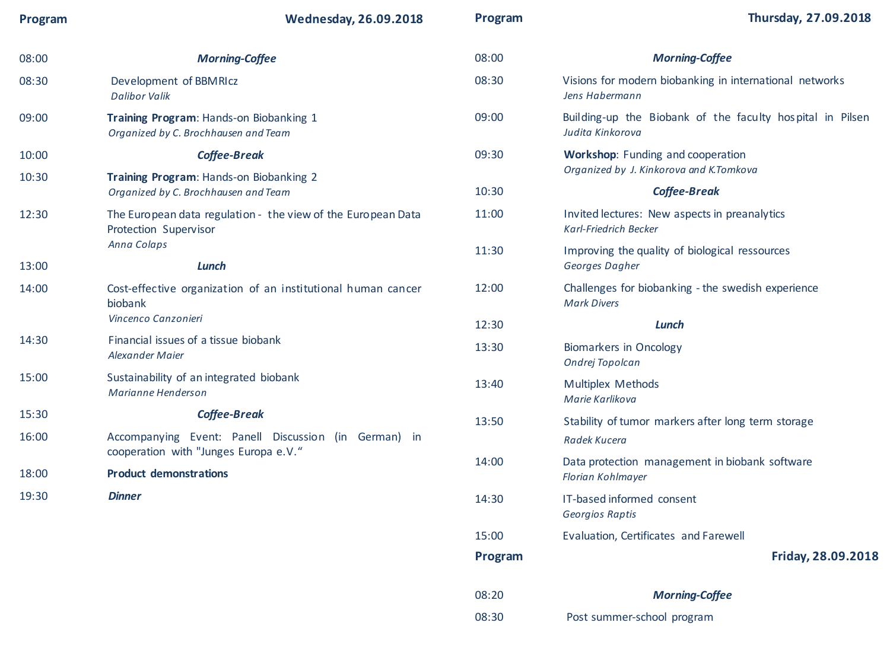## Program — Wednesday, 26.09.2018

| Time | Program |
| --- | --- |
| 08:00 | ***Morning-Coffee*** |
| 08:30 | Development of BBMRIcz<br>*Dalibor Valik* |
| 09:00 | **Training Program**: Hands-on Biobanking 1<br>*Organized by C. Brochhausen and Team* |
| 10:00 | ***Coffee-Break*** |
| 10:30 | **Training Program**: Hands-on Biobanking 2<br>*Organized by C. Brochhausen and Team* |
| 12:30 | The European data regulation - the view of the European Data Protection Supervisor<br>*Anna Colaps* |
| 13:00 | ***Lunch*** |
| 14:00 | Cost-effective organization of an institutional human cancer biobank<br>*Vincenco Canzonieri* |
| 14:30 | Financial issues of a tissue biobank<br>*Alexander Maier* |
| 15:00 | Sustainability of an integrated biobank<br>*Marianne Henderson* |
| 15:30 | ***Coffee-Break*** |
| 16:00 | Accompanying Event: Panell Discussion (in German) in cooperation with "Junges Europa e.V.“ |
| 18:00 | **Product demonstrations** |
| 19:30 | ***Dinner*** |

## Program — Thursday, 27.09.2018

| Time | Program |
| --- | --- |
| 08:00 | ***Morning-Coffee*** |
| 08:30 | Visions for modern biobanking in international networks<br>*Jens Habermann* |
| 09:00 | Building-up the Biobank of the faculty hospital in Pilsen<br>*Judita Kinkorova* |
| 09:30 | **Workshop**: Funding and cooperation<br>*Organized by J. Kinkorova and K.Tomkova* |
| 10:30 | ***Coffee-Break*** |
| 11:00 | Invited lectures: New aspects in preanalytics<br>*Karl-Friedrich Becker* |
| 11:30 | Improving the quality of biological ressources<br>*Georges Dagher* |
| 12:00 | Challenges for biobanking - the swedish experience<br>*Mark Divers* |
| 12:30 | ***Lunch*** |
| 13:30 | Biomarkers in Oncology<br>*Ondrej Topolcan* |
| 13:40 | Multiplex Methods<br>*Marie Karlikova* |
| 13:50 | Stability of tumor markers after long term storage<br>*Radek Kucera* |
| 14:00 | Data protection management in biobank software<br>*Florian Kohlmayer* |
| 14:30 | IT-based informed consent<br>*Georgios Raptis* |
| 15:00 | Evaluation, Certificates and Farewell |

## Program — Friday, 28.09.2018

| Time | Program |
| --- | --- |
| 08:20 | ***Morning-Coffee*** |
| 08:30 | Post summer-school program |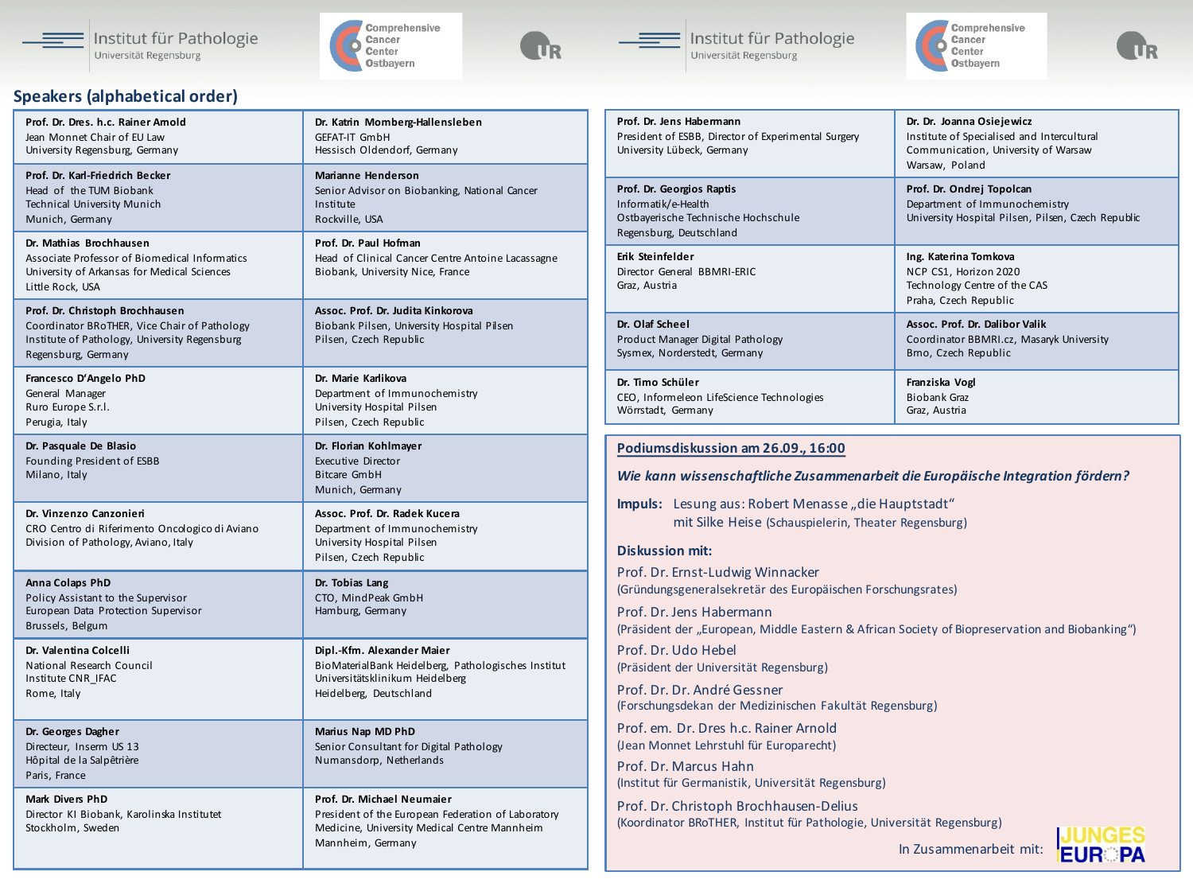## Speakers (alphabetical order)

| | |
|---|---|
| **Prof. Dr. Dres. h.c. Rainer Arnold**<br>Jean Monnet Chair of EU Law<br>University Regensburg, Germany | **Dr. Katrin Momberg-Hallensleben**<br>GEFAT-IT GmbH<br>Hessisch Oldendorf, Germany |
| **Prof. Dr. Karl-Friedrich Becker**<br>Head of the TUM Biobank<br>Technical University Munich<br>Munich, Germany | **Marianne Henderson**<br>Senior Advisor on Biobanking, National Cancer Institute<br>Rockville, USA |
| **Dr. Mathias Brochhausen**<br>Associate Professor of Biomedical Informatics<br>University of Arkansas for Medical Sciences<br>Little Rock, USA | **Prof. Dr. Paul Hofman**<br>Head of Clinical Cancer Centre Antoine Lacassagne<br>Biobank, University Nice, France |
| **Prof. Dr. Christoph Brochhausen**<br>Coordinator BRoTHER, Vice Chair of Pathology<br>Institute of Pathology, University Regensburg<br>Regensburg, Germany | **Assoc. Prof. Dr. Judita Kinkorova**<br>Biobank Pilsen, University Hospital Pilsen<br>Pilsen, Czech Republic |
| **Francesco D'Angelo PhD**<br>General Manager<br>Ruro Europe S.r.l.<br>Perugia, Italy | **Dr. Marie Karlikova**<br>Department of Immunochemistry<br>University Hospital Pilsen<br>Pilsen, Czech Republic |
| **Dr. Pasquale De Blasio**<br>Founding President of ESBB<br>Milano, Italy | **Dr. Florian Kohlmayer**<br>Executive Director<br>Bitcare GmbH<br>Munich, Germany |
| **Dr. Vinzenzo Canzonieri**<br>CRO Centro di Riferimento Oncologico di Aviano<br>Division of Pathology, Aviano, Italy | **Assoc. Prof. Dr. Radek Kucera**<br>Department of Immunochemistry<br>University Hospital Pilsen<br>Pilsen, Czech Republic |
| **Anna Colaps PhD**<br>Policy Assistant to the Supervisor<br>European Data Protection Supervisor<br>Brussels, Belgum | **Dr. Tobias Lang**<br>CTO, MindPeak GmbH<br>Hamburg, Germany |
| **Dr. Valentina Colcelli**<br>National Research Council<br>Institute CNR_IFAC<br>Rome, Italy | **Dipl.-Kfm. Alexander Maier**<br>BioMaterialBank Heidelberg, Pathologisches Institut<br>Universitätsklinikum Heidelberg<br>Heidelberg, Deutschland |
| **Dr. Georges Dagher**<br>Directeur, Inserm US 13<br>Hôpital de la Salpêtrière<br>Paris, France | **Marius Nap MD PhD**<br>Senior Consultant for Digital Pathology<br>Numansdorp, Netherlands |
| **Mark Divers PhD**<br>Director KI Biobank, Karolinska Institutet<br>Stockholm, Sweden | **Prof. Dr. Michael Neumaier**<br>President of the European Federation of Laboratory Medicine, University Medical Centre Mannheim<br>Mannheim, Germany |
| **Prof. Dr. Jens Habermann**<br>President of ESBB, Director of Experimental Surgery<br>University Lübeck, Germany | **Dr. Dr. Joanna Osiejewicz**<br>Institute of Specialised and Intercultural Communication, University of Warsaw<br>Warsaw, Poland |
| **Prof. Dr. Georgios Raptis**<br>Informatik/e-Health<br>Ostbayerische Technische Hochschule<br>Regensburg, Deutschland | **Prof. Dr. Ondrej Topolcan**<br>Department of Immunochemistry<br>University Hospital Pilsen, Pilsen, Czech Republic |
| **Erik Steinfelder**<br>Director General BBMRI-ERIC<br>Graz, Austria | **Ing. Katerina Tomkova**<br>NCP CS1, Horizon 2020<br>Technology Centre of the CAS<br>Praha, Czech Republic |
| **Dr. Olaf Scheel**<br>Product Manager Digital Pathology<br>Sysmex, Norderstedt, Germany | **Assoc. Prof. Dr. Dalibor Valik**<br>Coordinator BBMRI.cz, Masaryk University<br>Brno, Czech Republic |
| **Dr. Timo Schüler**<br>CEO, Informeleon LifeScience Technologies<br>Wörrstadt, Germany | **Franziska Vogl**<br>Biobank Graz<br>Graz, Austria |

**Podiumsdiskussion am 26.09., 16:00**

***Wie kann wissenschaftliche Zusammenarbeit die Europäische Integration fördern?***

**Impuls:** Lesung aus: Robert Menasse „die Hauptstadt"
mit Silke Heise (Schauspielerin, Theater Regensburg)

**Diskussion mit:**

Prof. Dr. Ernst-Ludwig Winnacker
(Gründungsgeneralsekretär des Europäischen Forschungsrates)

Prof. Dr. Jens Habermann
(Präsident der „European, Middle Eastern & African Society of Biopreservation and Biobanking")

Prof. Dr. Udo Hebel
(Präsident der Universität Regensburg)

Prof. Dr. Dr. André Gessner
(Forschungsdekan der Medizinischen Fakultät Regensburg)

Prof. em. Dr. Dres h.c. Rainer Arnold
(Jean Monnet Lehrstuhl für Europarecht)

Prof. Dr. Marcus Hahn
(Institut für Germanistik, Universität Regensburg)

Prof. Dr. Christoph Brochhausen-Delius
(Koordinator BRoTHER, Institut für Pathologie, Universität Regensburg)

In Zusammenarbeit mit: JUNGES EUROPA